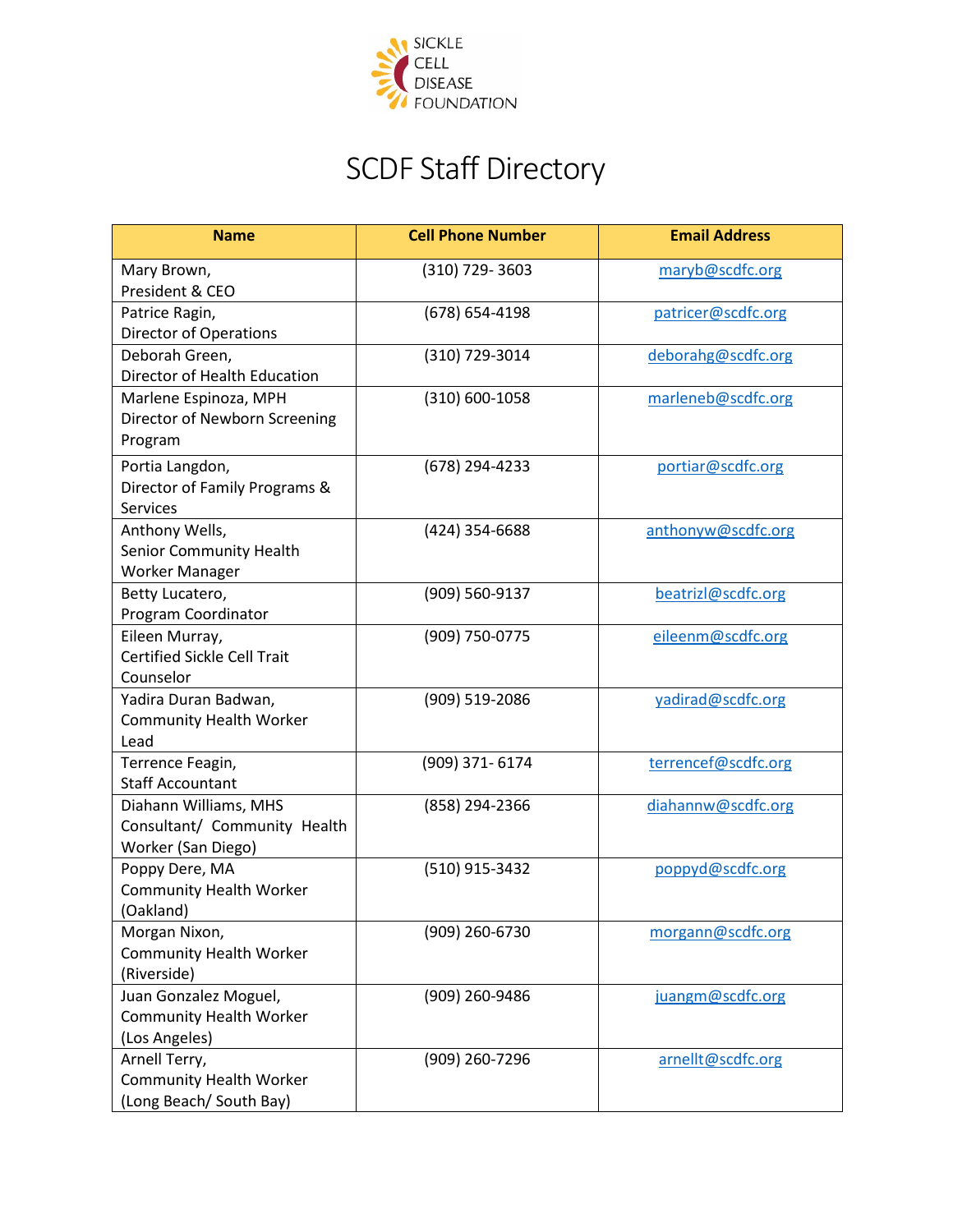SICKLE CELL DISEASE FOUNDATION

# SCDF Staff Directory

| Name | Cell Phone Number | Email Address |
|---|---|---|
| Mary Brown, President & CEO | (310) 729- 3603 | maryb@scdfc.org |
| Patrice Ragin, Director of Operations | (678) 654-4198 | patricer@scdfc.org |
| Deborah Green, Director of Health Education | (310) 729-3014 | deborahg@scdfc.org |
| Marlene Espinoza, MPH Director of Newborn Screening Program | (310) 600-1058 | marleneb@scdfc.org |
| Portia Langdon, Director of Family Programs & Services | (678) 294-4233 | portiar@scdfc.org |
| Anthony Wells, Senior Community Health Worker Manager | (424) 354-6688 | anthonyw@scdfc.org |
| Betty Lucatero, Program Coordinator | (909) 560-9137 | beatrizl@scdfc.org |
| Eileen Murray, Certified Sickle Cell Trait Counselor | (909) 750-0775 | eileenm@scdfc.org |
| Yadira Duran Badwan, Community Health Worker Lead | (909) 519-2086 | yadirad@scdfc.org |
| Terrence Feagin, Staff Accountant | (909) 371- 6174 | terrencef@scdfc.org |
| Diahann Williams, MHS Consultant/ Community Health Worker (San Diego) | (858) 294-2366 | diahannw@scdfc.org |
| Poppy Dere, MA Community Health Worker (Oakland) | (510) 915-3432 | poppyd@scdfc.org |
| Morgan Nixon, Community Health Worker (Riverside) | (909) 260-6730 | morgann@scdfc.org |
| Juan Gonzalez Moguel, Community Health Worker (Los Angeles) | (909) 260-9486 | juangm@scdfc.org |
| Arnell Terry, Community Health Worker (Long Beach/ South Bay) | (909) 260-7296 | arnellt@scdfc.org |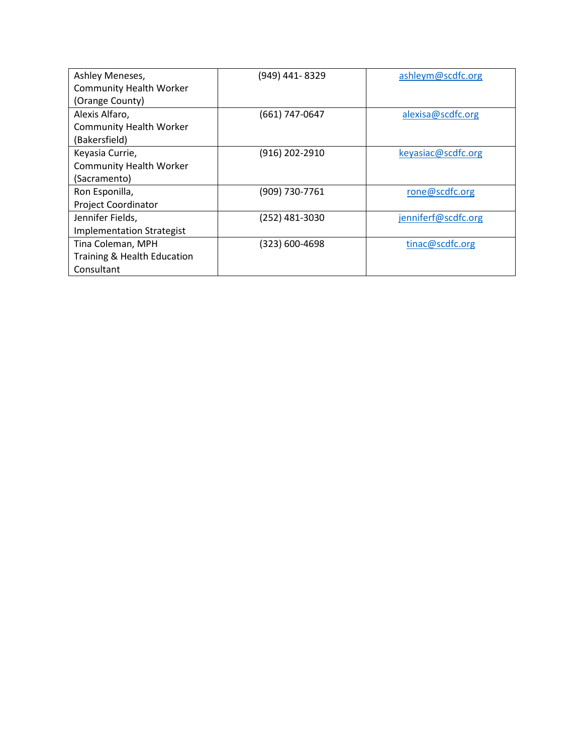| | | |
|---|---|---|
| Ashley Meneses, Community Health Worker (Orange County) | (949) 441- 8329 | ashleym@scdfc.org |
| Alexis Alfaro, Community Health Worker (Bakersfield) | (661) 747-0647 | alexisa@scdfc.org |
| Keyasia Currie, Community Health Worker (Sacramento) | (916) 202-2910 | keyasiac@scdfc.org |
| Ron Esponilla, Project Coordinator | (909) 730-7761 | rone@scdfc.org |
| Jennifer Fields, Implementation Strategist | (252) 481-3030 | jenniferf@scdfc.org |
| Tina Coleman, MPH Training & Health Education Consultant | (323) 600-4698 | tinac@scdfc.org |